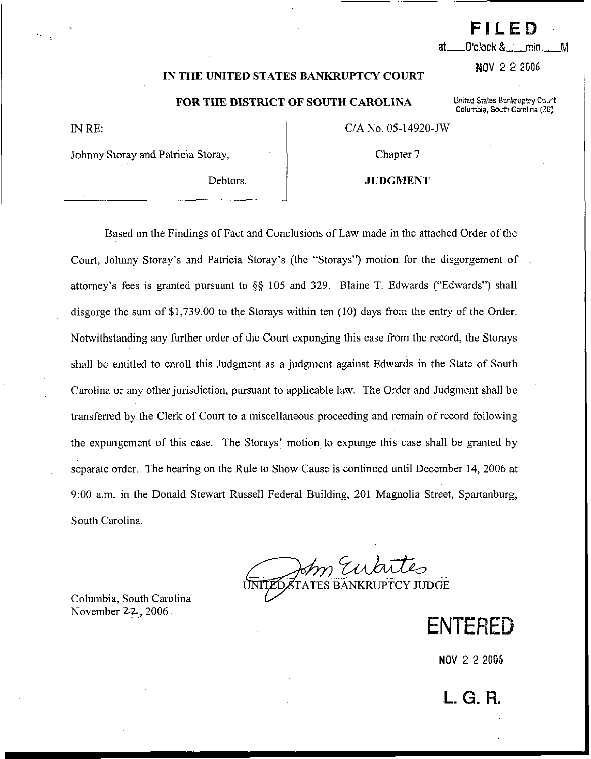**FILED**

at\_\_\_\_O'clock &\_\_\_\_min.\_\_\_\_M

NOV 2 2 2006

United States Bankruptcy Court
Columbia, South Carolina (26)

**IN THE UNITED STATES BANKRUPTCY COURT**

**FOR THE DISTRICT OF SOUTH CAROLINA**

IN RE:

Johnny Storay and Patricia Storay,

Debtors.

C/A No. 05-14920-JW

Chapter 7

**JUDGMENT**

Based on the Findings of Fact and Conclusions of Law made in the attached Order of the Court, Johnny Storay's and Patricia Storay's (the "Storays") motion for the disgorgement of attorney's fees is granted pursuant to §§ 105 and 329. Blaine T. Edwards ("Edwards") shall disgorge the sum of $1,739.00 to the Storays within ten (10) days from the entry of the Order. Notwithstanding any further order of the Court expunging this case from the record, the Storays shall be entitled to enroll this Judgment as a judgment against Edwards in the State of South Carolina or any other jurisdiction, pursuant to applicable law. The Order and Judgment shall be transferred by the Clerk of Court to a miscellaneous proceeding and remain of record following the expungement of this case. The Storays' motion to expunge this case shall be granted by separate order. The hearing on the Rule to Show Cause is continued until December 14, 2006 at 9:00 a.m. in the Donald Stewart Russell Federal Building, 201 Magnolia Street, Spartanburg, South Carolina.

John Waites
UNITED STATES BANKRUPTCY JUDGE

Columbia, South Carolina
November 22, 2006

**ENTERED**

NOV 2 2 2006

**L. G. R.**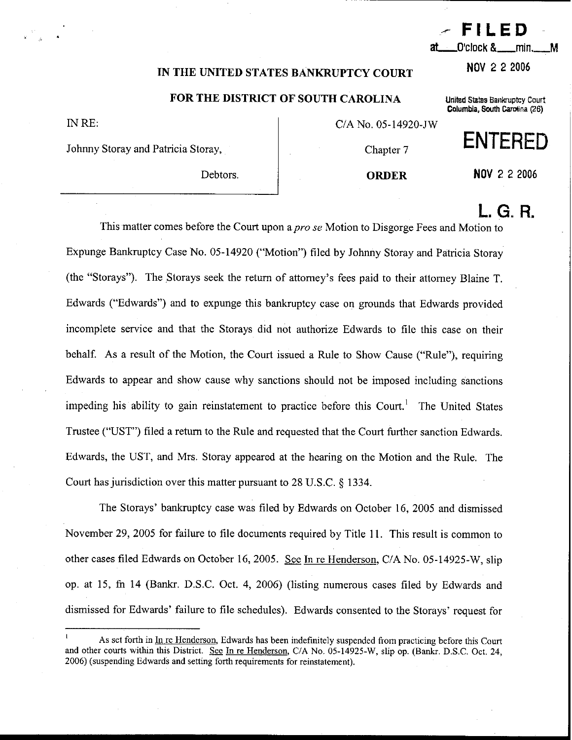FILED

at\_\_\_O'clock &\_\_\_min.\_\_\_M

NOV 2 2 2006

United States Bankruptcy Court
Columbia, South Carolina (26)

ENTERED

NOV 2 2 2006

L. G. R.

IN THE UNITED STATES BANKRUPTCY COURT

FOR THE DISTRICT OF SOUTH CAROLINA

| | |
|---|---|
| IN RE:<br><br>Johnny Storay and Patricia Storay,<br><br>Debtors. | C/A No. 05-14920-JW<br><br>Chapter 7<br><br>**ORDER** |

This matter comes before the Court upon a *pro se* Motion to Disgorge Fees and Motion to Expunge Bankruptcy Case No. 05-14920 ("Motion") filed by Johnny Storay and Patricia Storay (the "Storays"). The Storays seek the return of attorney's fees paid to their attorney Blaine T. Edwards ("Edwards") and to expunge this bankruptcy case on grounds that Edwards provided incomplete service and that the Storays did not authorize Edwards to file this case on their behalf. As a result of the Motion, the Court issued a Rule to Show Cause ("Rule"), requiring Edwards to appear and show cause why sanctions should not be imposed including sanctions impeding his ability to gain reinstatement to practice before this Court.[1] The United States Trustee ("UST") filed a return to the Rule and requested that the Court further sanction Edwards. Edwards, the UST, and Mrs. Storay appeared at the hearing on the Motion and the Rule. The Court has jurisdiction over this matter pursuant to 28 U.S.C. § 1334.

The Storays' bankruptcy case was filed by Edwards on October 16, 2005 and dismissed November 29, 2005 for failure to file documents required by Title 11. This result is common to other cases filed Edwards on October 16, 2005. See In re Henderson, C/A No. 05-14925-W, slip op. at 15, fn 14 (Bankr. D.S.C. Oct. 4, 2006) (listing numerous cases filed by Edwards and dismissed for Edwards' failure to file schedules). Edwards consented to the Storays' request for

[1] As set forth in In re Henderson, Edwards has been indefinitely suspended from practicing before this Court and other courts within this District. See In re Henderson, C/A No. 05-14925-W, slip op. (Bankr. D.S.C. Oct. 24, 2006) (suspending Edwards and setting forth requirements for reinstatement).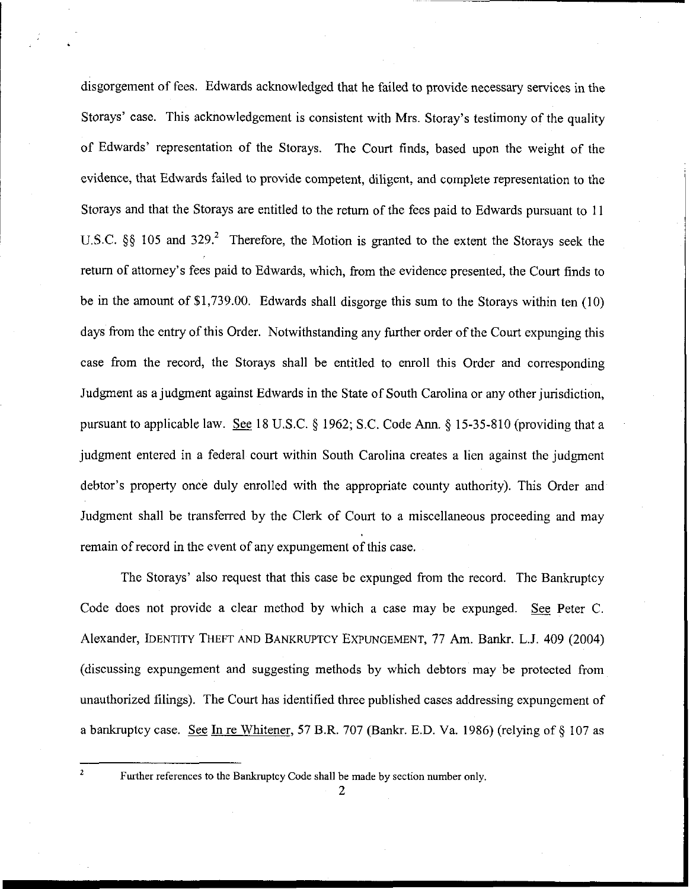disgorgement of fees. Edwards acknowledged that he failed to provide necessary services in the Storays' case. This acknowledgement is consistent with Mrs. Storay's testimony of the quality of Edwards' representation of the Storays. The Court finds, based upon the weight of the evidence, that Edwards failed to provide competent, diligent, and complete representation to the Storays and that the Storays are entitled to the return of the fees paid to Edwards pursuant to 11 U.S.C. §§ 105 and 329.[2] Therefore, the Motion is granted to the extent the Storays seek the return of attorney's fees paid to Edwards, which, from the evidence presented, the Court finds to be in the amount of $1,739.00. Edwards shall disgorge this sum to the Storays within ten (10) days from the entry of this Order. Notwithstanding any further order of the Court expunging this case from the record, the Storays shall be entitled to enroll this Order and corresponding Judgment as a judgment against Edwards in the State of South Carolina or any other jurisdiction, pursuant to applicable law. See 18 U.S.C. § 1962; S.C. Code Ann. § 15-35-810 (providing that a judgment entered in a federal court within South Carolina creates a lien against the judgment debtor's property once duly enrolled with the appropriate county authority). This Order and Judgment shall be transferred by the Clerk of Court to a miscellaneous proceeding and may remain of record in the event of any expungement of this case.

The Storays' also request that this case be expunged from the record. The Bankruptcy Code does not provide a clear method by which a case may be expunged. See Peter C. Alexander, IDENTITY THEFT AND BANKRUPTCY EXPUNGEMENT, 77 Am. Bankr. L.J. 409 (2004) (discussing expungement and suggesting methods by which debtors may be protected from unauthorized filings). The Court has identified three published cases addressing expungement of a bankruptcy case. See In re Whitener, 57 B.R. 707 (Bankr. E.D. Va. 1986) (relying of § 107 as

[2] Further references to the Bankruptcy Code shall be made by section number only.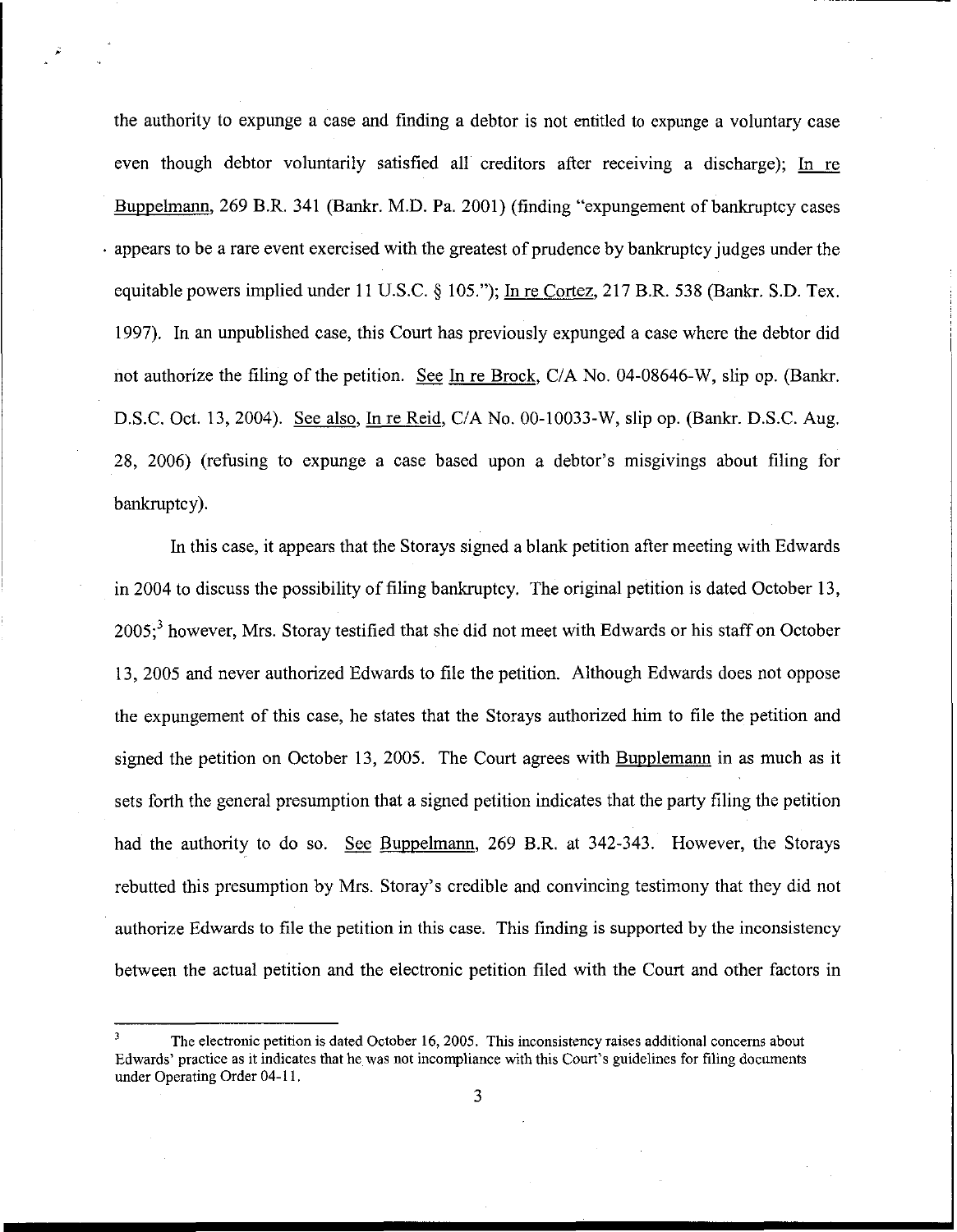the authority to expunge a case and finding a debtor is not entitled to expunge a voluntary case even though debtor voluntarily satisfied all creditors after receiving a discharge); In re Buppelmann, 269 B.R. 341 (Bankr. M.D. Pa. 2001) (finding "expungement of bankruptcy cases appears to be a rare event exercised with the greatest of prudence by bankruptcy judges under the equitable powers implied under 11 U.S.C. § 105."); In re Cortez, 217 B.R. 538 (Bankr. S.D. Tex. 1997). In an unpublished case, this Court has previously expunged a case where the debtor did not authorize the filing of the petition. See In re Brock, C/A No. 04-08646-W, slip op. (Bankr. D.S.C. Oct. 13, 2004). See also, In re Reid, C/A No. 00-10033-W, slip op. (Bankr. D.S.C. Aug. 28, 2006) (refusing to expunge a case based upon a debtor's misgivings about filing for bankruptcy).

In this case, it appears that the Storays signed a blank petition after meeting with Edwards in 2004 to discuss the possibility of filing bankruptcy. The original petition is dated October 13, 2005;[3] however, Mrs. Storay testified that she did not meet with Edwards or his staff on October 13, 2005 and never authorized Edwards to file the petition. Although Edwards does not oppose the expungement of this case, he states that the Storays authorized him to file the petition and signed the petition on October 13, 2005. The Court agrees with Bupplemann in as much as it sets forth the general presumption that a signed petition indicates that the party filing the petition had the authority to do so. See Buppelmann, 269 B.R. at 342-343. However, the Storays rebutted this presumption by Mrs. Storay's credible and convincing testimony that they did not authorize Edwards to file the petition in this case. This finding is supported by the inconsistency between the actual petition and the electronic petition filed with the Court and other factors in

---

[3] The electronic petition is dated October 16, 2005. This inconsistency raises additional concerns about Edwards' practice as it indicates that he was not incompliance with this Court's guidelines for filing documents under Operating Order 04-11.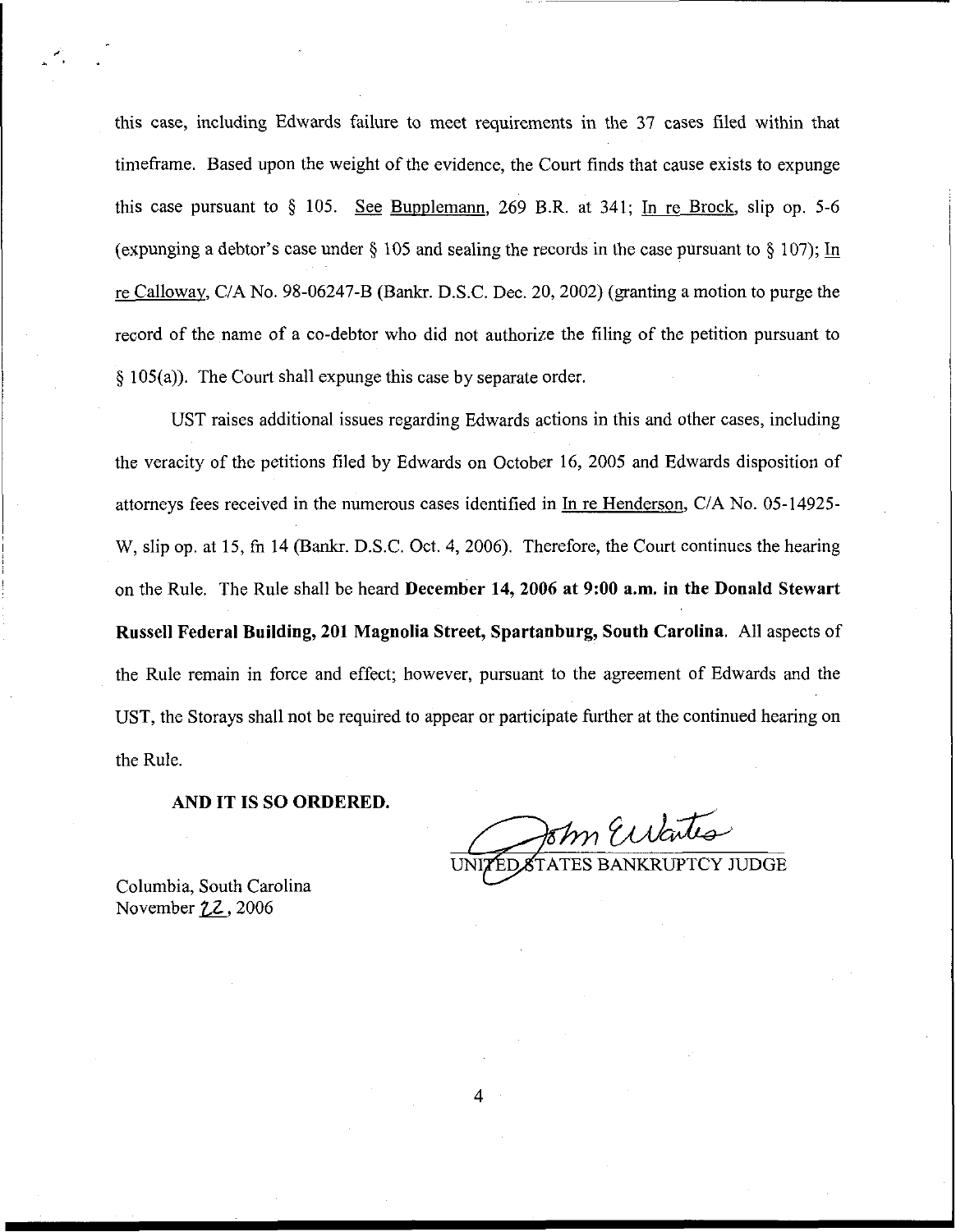this case, including Edwards failure to meet requirements in the 37 cases filed within that timeframe. Based upon the weight of the evidence, the Court finds that cause exists to expunge this case pursuant to § 105. See Bupplemann, 269 B.R. at 341; In re Brock, slip op. 5-6 (expunging a debtor's case under § 105 and sealing the records in the case pursuant to § 107); In re Calloway, C/A No. 98-06247-B (Bankr. D.S.C. Dec. 20, 2002) (granting a motion to purge the record of the name of a co-debtor who did not authorize the filing of the petition pursuant to § 105(a)). The Court shall expunge this case by separate order.

UST raises additional issues regarding Edwards actions in this and other cases, including the veracity of the petitions filed by Edwards on October 16, 2005 and Edwards disposition of attorneys fees received in the numerous cases identified in In re Henderson, C/A No. 05-14925-W, slip op. at 15, fn 14 (Bankr. D.S.C. Oct. 4, 2006). Therefore, the Court continues the hearing on the Rule. The Rule shall be heard **December 14, 2006 at 9:00 a.m. in the Donald Stewart Russell Federal Building, 201 Magnolia Street, Spartanburg, South Carolina**. All aspects of the Rule remain in force and effect; however, pursuant to the agreement of Edwards and the UST, the Storays shall not be required to appear or participate further at the continued hearing on the Rule.

**AND IT IS SO ORDERED.**

John E. Waites
UNITED STATES BANKRUPTCY JUDGE

Columbia, South Carolina
November 22, 2006